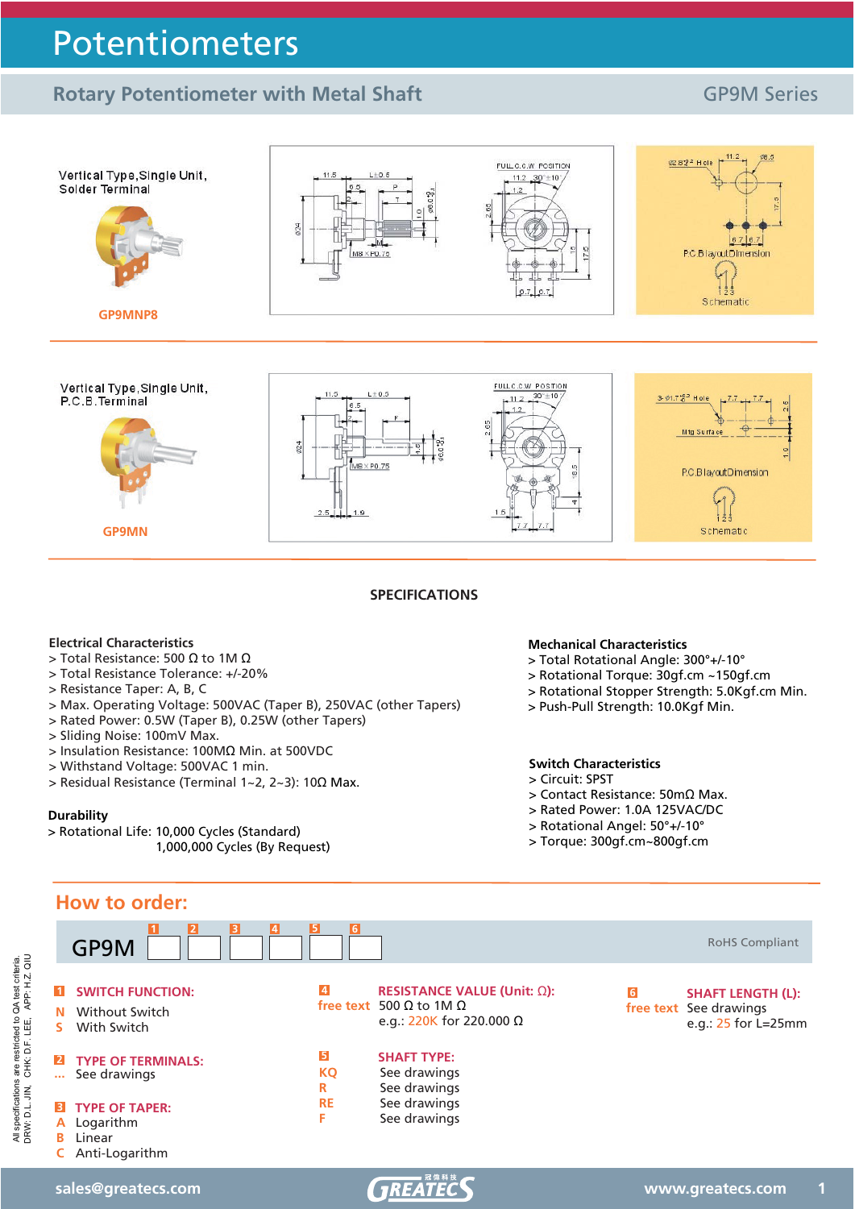# Potentiometers

## Rotary Potentiometer with Metal Shaft

GP9M Series

Vertical Type,Single Unit, Solder Terminal

GP9MNP8

Vertical Type,Single Unit, P.C.B.Terminal

GP9MN

## SPECIFICATIONS

**Electrical Characteristics**

> Total Resistance: 500 Ω to 1M Ω
> Total Resistance Tolerance: +/-20%
> Resistance Taper: A, B, C
> Max. Operating Voltage: 500VAC (Taper B), 250VAC (other Tapers)
> Rated Power: 0.5W (Taper B), 0.25W (other Tapers)
> Sliding Noise: 100mV Max.
> Insulation Resistance: 100MΩ Min. at 500VDC
> Withstand Voltage: 500VAC 1 min.
> Residual Resistance (Terminal 1~2, 2~3): 10Ω Max.

**Durability**

> Rotational Life: 10,000 Cycles (Standard)
1,000,000 Cycles (By Request)

**Mechanical Characteristics**

> Total Rotational Angle: 300°+/-10°
> Rotational Torque: 30gf.cm ~150gf.cm
> Rotational Stopper Strength: 5.0Kgf.cm Min.
> Push-Pull Strength: 10.0Kgf Min.

**Switch Characteristics**

> Circuit: SPST
> Contact Resistance: 50mΩ Max.
> Rated Power: 1.0A 125VAC/DC
> Rotational Angel: 50°+/-10°
> Torque: 300gf.cm~800gf.cm

## How to order:

GP9M [1] [2] [3] [4] [5] [6]

RoHS Compliant

**1 SWITCH FUNCTION:**
N Without Switch
S With Switch

**2 TYPE OF TERMINALS:**
... See drawings

**3 TYPE OF TAPER:**
A Logarithm
B Linear
C Anti-Logarithm

**4 RESISTANCE VALUE (Unit: Ω):**
free text 500 Ω to 1M Ω
e.g.: 220K for 220.000 Ω

**5 SHAFT TYPE:**
KQ See drawings
R See drawings
RE See drawings
F See drawings

**6 SHAFT LENGTH (L):**
free text See drawings
e.g.: 25 for L=25mm

All specifications are restricted to QA test criteria.
DRW: D.L. JIN, CHK: D.F. LEE, APP: H.Z. QIU

sales@greatecs.com www.greatecs.com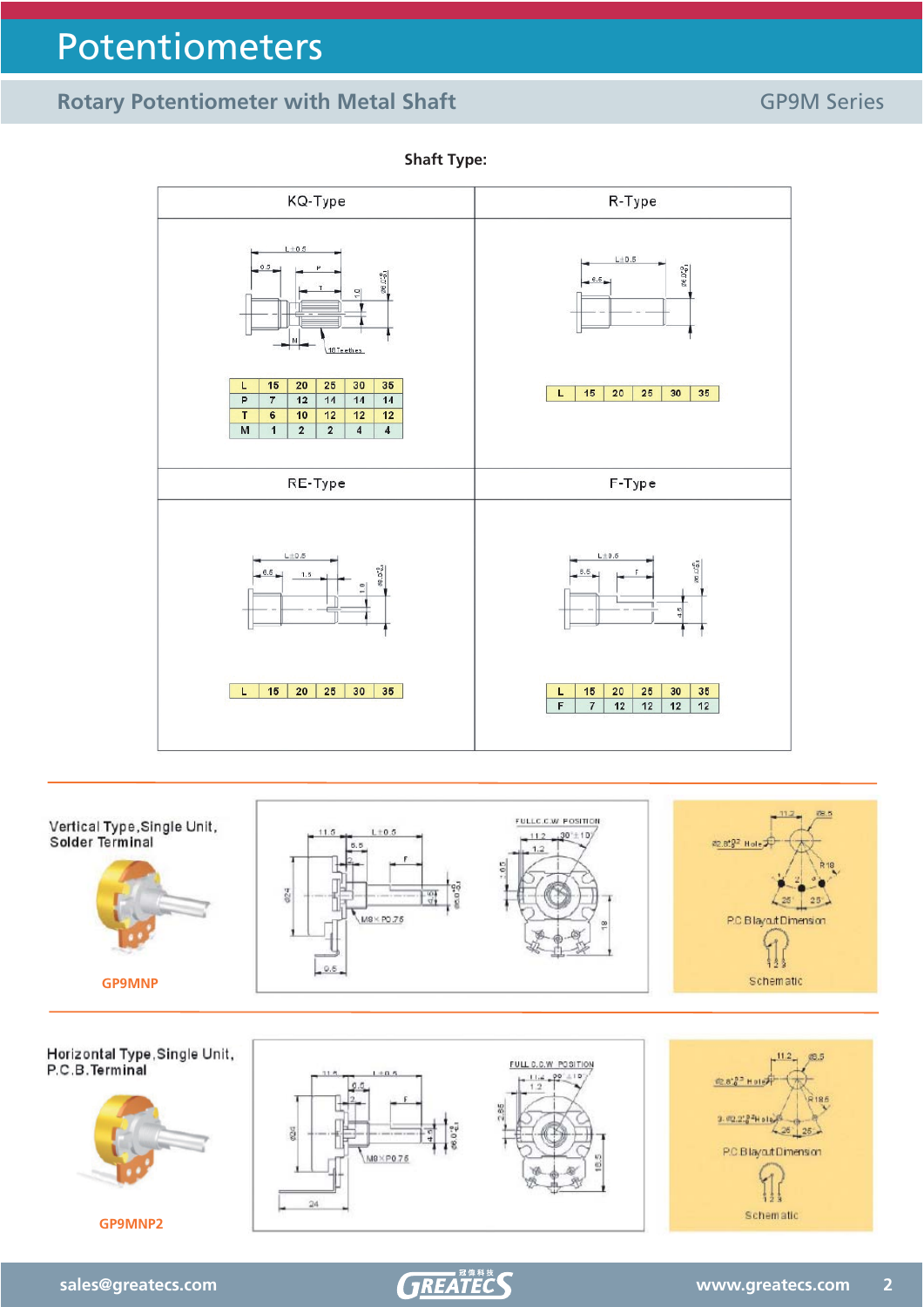# Potentiometers

## Rotary Potentiometer with Metal Shaft

GP9M Series

**Shaft Type:**

### KQ-Type

| L | 15 | 20 | 25 | 30 | 35 |
|---|---|---|---|---|---|
| P | 7 | 12 | 14 | 14 | 14 |
| T | 6 | 10 | 12 | 12 | 12 |
| M | 1 | 2 | 2 | 4 | 4 |

### R-Type

| L | 15 | 20 | 25 | 30 | 35 |
|---|---|---|---|---|---|

### RE-Type

| L | 15 | 20 | 25 | 30 | 35 |
|---|---|---|---|---|---|

### F-Type

| L | 15 | 20 | 25 | 30 | 35 |
|---|---|---|---|---|---|
| F | 7 | 12 | 12 | 12 | 12 |

---

Vertical Type, Single Unit, Solder Terminal

GP9MNP

PCB layout Dimension

Schematic

---

Horizontal Type, Single Unit, P.C.B. Terminal

GP9MNP2

PCB layout Dimension

Schematic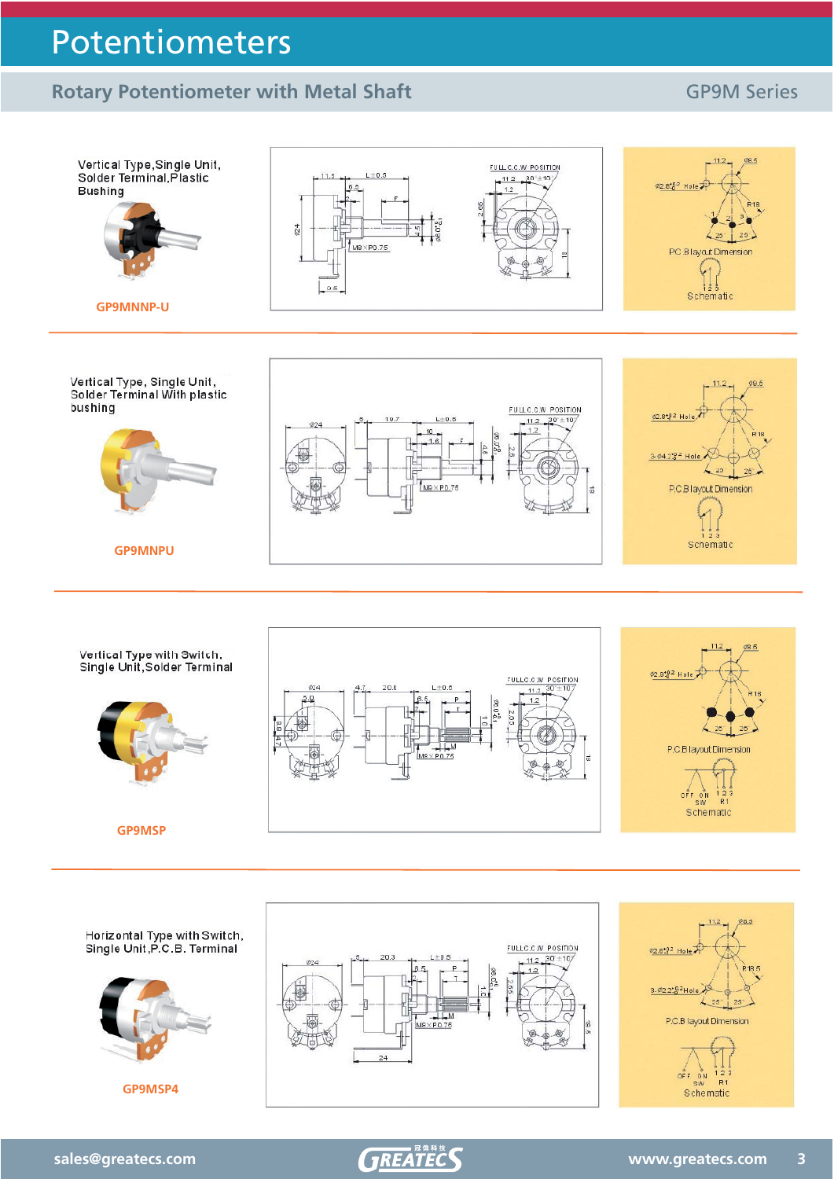# Potentiometers

## Rotary Potentiometer with Metal Shaft

GP9M Series

Vertical Type,Single Unit, Solder Terminal,Plastic Bushing

**GP9MNNP-U**

P.C.B layout Dimension

Schematic

---

Vertical Type, Single Unit, Solder Terminal With plastic bushing

**GP9MNPU**

P.C.B layout Dimension

Schematic

---

Vertical Type with Switch, Single Unit,Solder Terminal

**GP9MSP**

P.C.B layout Dimension

Schematic

---

Horizontal Type with Switch, Single Unit,P.C.B. Terminal

**GP9MSP4**

P.C.B layout Dimension

Schematic

sales@greatecs.com

www.greatecs.com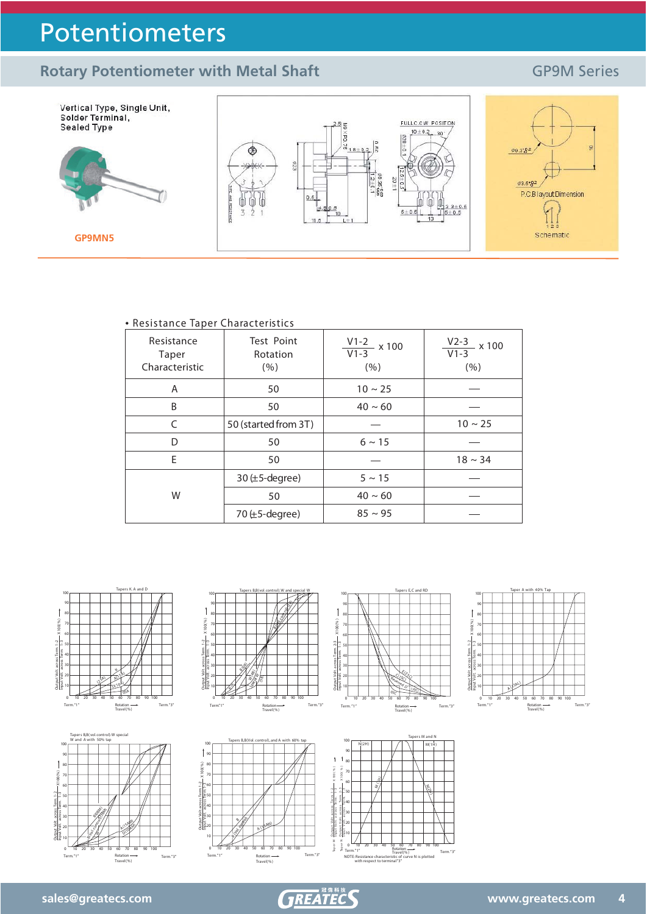# Potentiometers

## Rotary Potentiometer with Metal Shaft

GP9M Series

Vertical Type, Single Unit,
Solder Terminal,
Sealed Type

GP9MN5

FULL C.C.W. POSITION

P.C.B layout Dimension

Schematic

• Resistance Taper Characteristics

| Resistance Taper Characteristic | Test Point Rotation (%) | $\frac{V1\text{-}2}{V1\text{-}3} \times 100$ (%) | $\frac{V2\text{-}3}{V1\text{-}3} \times 100$ (%) |
|---|---|---|---|
| A | 50 | 10 ~ 25 | — |
| B | 50 | 40 ~ 60 | — |
| C | 50 (started from 3T) | — | 10 ~ 25 |
| D | 50 | 6 ~ 15 | — |
| E | 50 | — | 18 ~ 34 |
| W | 30 (±5-degree) | 5 ~ 15 | — |
| | 50 | 40 ~ 60 | — |
| | 70 (±5-degree) | 85 ~ 95 | — |

Tapers K, A and D

Tapers B, B(vol. control) W and special W

Tapers E, C and RD

Taper A with 40% Tap

Tapers B, B(vol. control), W special W and A with 50% tap

Tapers B, B(Vol. control), and A with 60% tap

Tapers M and N

NOTE: Resistance characteristic of curve N is plotted with respect to terminal "3"

Term."1" Rotation Travel(%) Term."3"